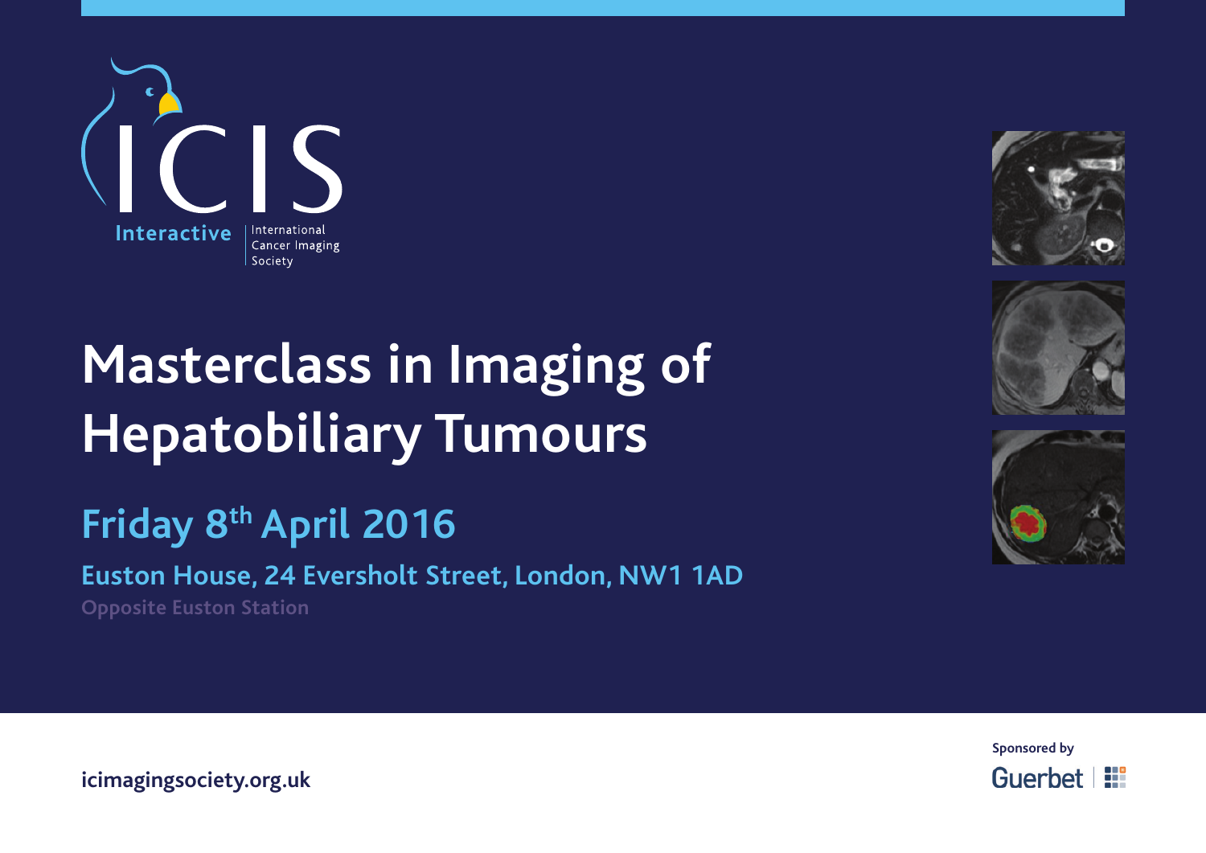ICIS

Interactive | International Cancer Imaging Society

# Masterclass in Imaging of Hepatobiliary Tumours

## Friday 8th April 2016

### Euston House, 24 Eversholt Street, London, NW1 1AD

Opposite Euston Station

icimagingsociety.org.uk

Sponsored by

Guerbet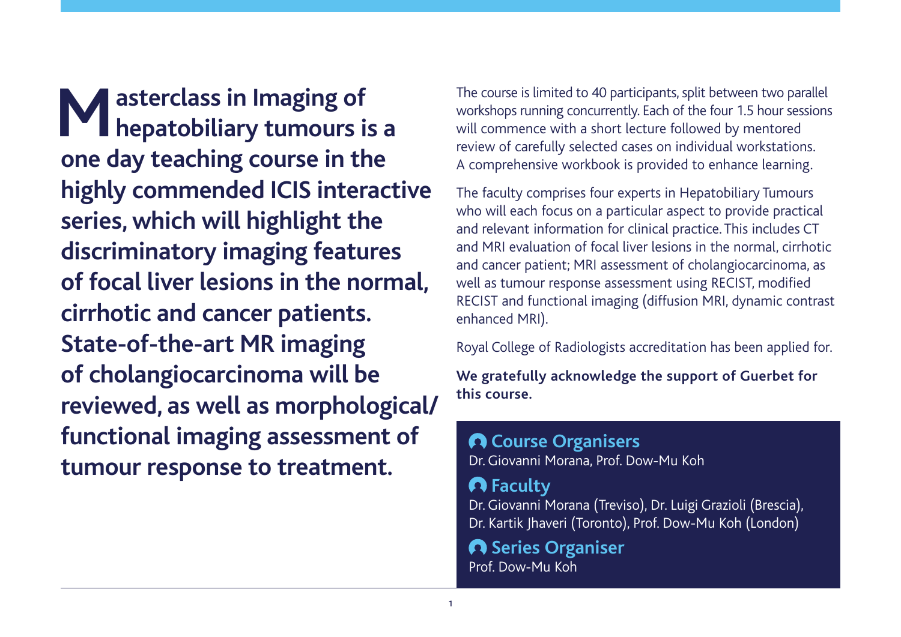**Masterclass in Imaging of hepatobiliary tumours is a one day teaching course in the highly commended ICIS interactive series, which will highlight the discriminatory imaging features of focal liver lesions in the normal, cirrhotic and cancer patients. State-of-the-art MR imaging of cholangiocarcinoma will be reviewed, as well as morphological/ functional imaging assessment of tumour response to treatment.**

The course is limited to 40 participants, split between two parallel workshops running concurrently. Each of the four 1.5 hour sessions will commence with a short lecture followed by mentored review of carefully selected cases on individual workstations. A comprehensive workbook is provided to enhance learning.

The faculty comprises four experts in Hepatobiliary Tumours who will each focus on a particular aspect to provide practical and relevant information for clinical practice. This includes CT and MRI evaluation of focal liver lesions in the normal, cirrhotic and cancer patient; MRI assessment of cholangiocarcinoma, as well as tumour response assessment using RECIST, modified RECIST and functional imaging (diffusion MRI, dynamic contrast enhanced MRI).

Royal College of Radiologists accreditation has been applied for.

**We gratefully acknowledge the support of Guerbet for this course.**

## Course Organisers

Dr. Giovanni Morana, Prof. Dow-Mu Koh

## Faculty

Dr. Giovanni Morana (Treviso), Dr. Luigi Grazioli (Brescia), Dr. Kartik Jhaveri (Toronto), Prof. Dow-Mu Koh (London)

## Series Organiser

Prof. Dow-Mu Koh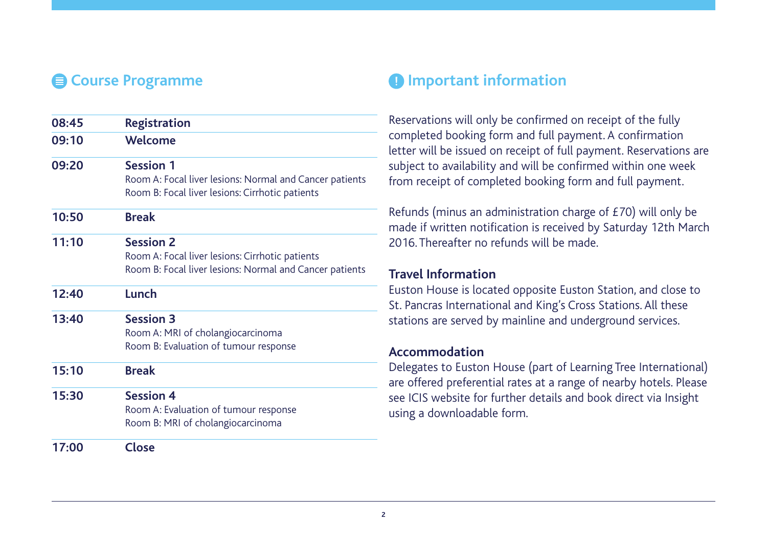## Course Programme

| Time | Programme |
|---|---|
| 08:45 | **Registration** |
| 09:10 | **Welcome** |
| 09:20 | **Session 1**<br>Room A: Focal liver lesions: Normal and Cancer patients<br>Room B: Focal liver lesions: Cirrhotic patients |
| 10:50 | **Break** |
| 11:10 | **Session 2**<br>Room A: Focal liver lesions: Cirrhotic patients<br>Room B: Focal liver lesions: Normal and Cancer patients |
| 12:40 | **Lunch** |
| 13:40 | **Session 3**<br>Room A: MRI of cholangiocarcinoma<br>Room B: Evaluation of tumour response |
| 15:10 | **Break** |
| 15:30 | **Session 4**<br>Room A: Evaluation of tumour response<br>Room B: MRI of cholangiocarcinoma |
| 17:00 | **Close** |

## Important information

Reservations will only be confirmed on receipt of the fully completed booking form and full payment. A confirmation letter will be issued on receipt of full payment. Reservations are subject to availability and will be confirmed within one week from receipt of completed booking form and full payment.

Refunds (minus an administration charge of £70) will only be made if written notification is received by Saturday 12th March 2016. Thereafter no refunds will be made.

### Travel Information

Euston House is located opposite Euston Station, and close to St. Pancras International and King's Cross Stations. All these stations are served by mainline and underground services.

### Accommodation

Delegates to Euston House (part of Learning Tree International) are offered preferential rates at a range of nearby hotels. Please see ICIS website for further details and book direct via Insight using a downloadable form.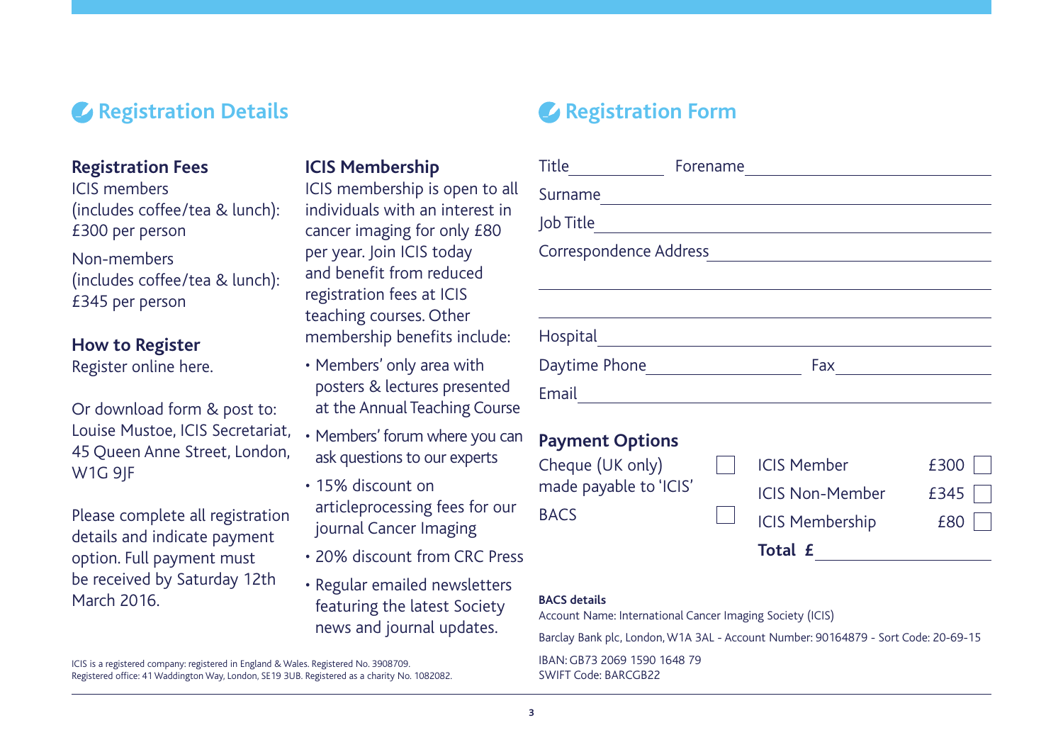## Registration Details

### Registration Fees

ICIS members (includes coffee/tea & lunch): £300 per person

Non-members (includes coffee/tea & lunch): £345 per person

### How to Register

Register online here.

Or download form & post to: Louise Mustoe, ICIS Secretariat, 45 Queen Anne Street, London, W1G 9JF

Please complete all registration details and indicate payment option. Full payment must be received by Saturday 12th March 2016.

### ICIS Membership

ICIS membership is open to all individuals with an interest in cancer imaging for only £80 per year. Join ICIS today and benefit from reduced registration fees at ICIS teaching courses. Other membership benefits include:

- Members' only area with posters & lectures presented at the Annual Teaching Course
- Members' forum where you can ask questions to our experts
- 15% discount on articleprocessing fees for our journal Cancer Imaging
- 20% discount from CRC Press
- Regular emailed newsletters featuring the latest Society news and journal updates.

ICIS is a registered company: registered in England & Wales. Registered No. 3908709.
Registered office: 41 Waddington Way, London, SE19 3UB. Registered as a charity No. 1082082.

## Registration Form

Title ______ Forename ______

Surname ______

Job Title ______

Correspondence Address ______

______

______

Hospital ______

Daytime Phone ______ Fax ______

Email ______

### Payment Options

Cheque (UK only) made payable to 'ICIS' ☐

BACS ☐

ICIS Member £300 ☐

ICIS Non-Member £345 ☐

ICIS Membership £80 ☐

**Total £** ______

**BACS details**

Account Name: International Cancer Imaging Society (ICIS)

Barclay Bank plc, London, W1A 3AL - Account Number: 90164879 - Sort Code: 20-69-15

IBAN: GB73 2069 1590 1648 79
SWIFT Code: BARCGB22